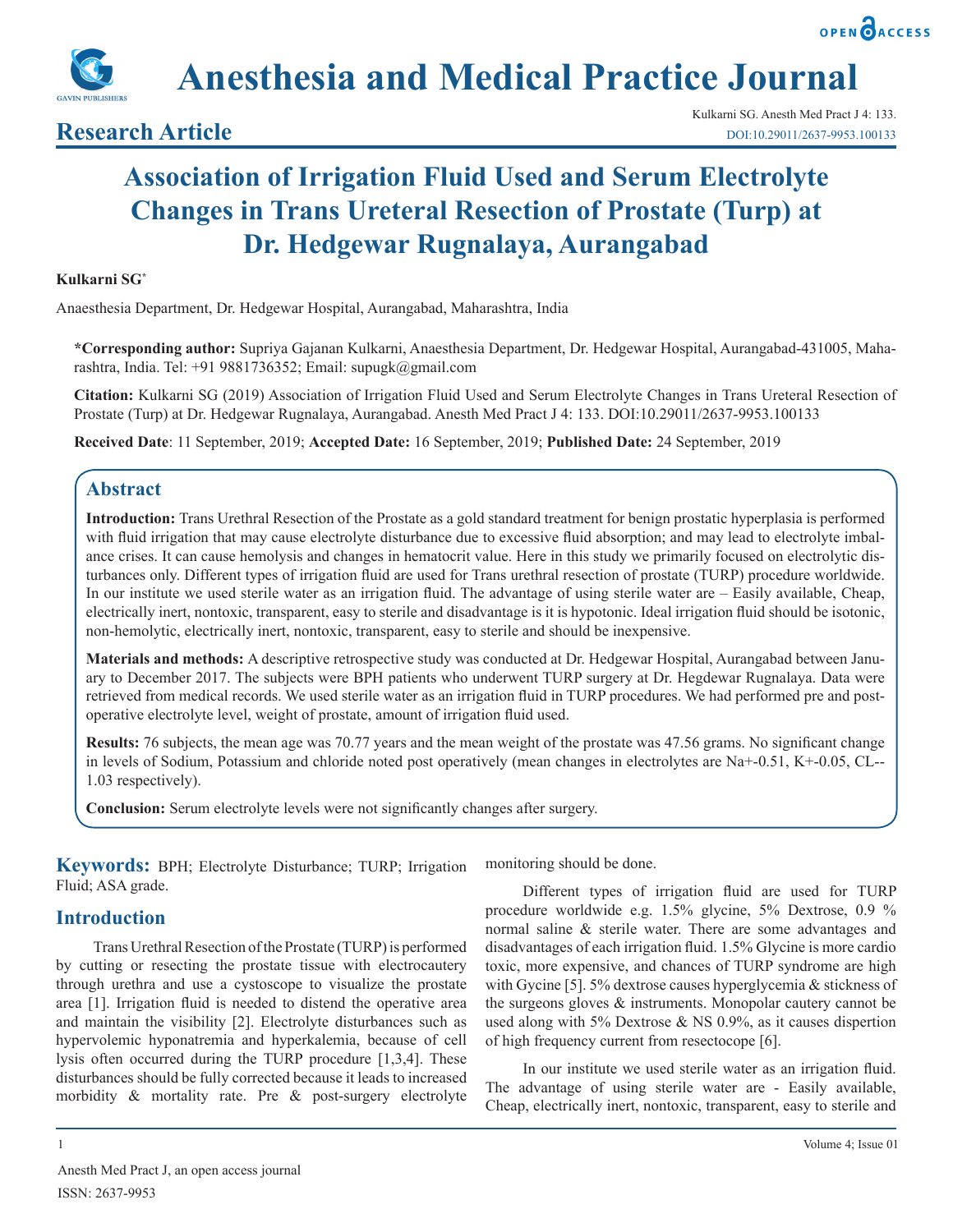# Anesthesia and Medical Practice Journal

## Research Article

# Association of Irrigation Fluid Used and Serum Electrolyte Changes in Trans Ureteral Resection of Prostate (Turp) at Dr. Hedgewar Rugnalaya, Aurangabad

**Kulkarni SG***

Anaesthesia Department, Dr. Hedgewar Hospital, Aurangabad, Maharashtra, India

**\*Corresponding author:** Supriya Gajanan Kulkarni, Anaesthesia Department, Dr. Hedgewar Hospital, Aurangabad-431005, Maharashtra, India. Tel: +91 9881736352; Email: supugk@gmail.com

**Citation:** Kulkarni SG (2019) Association of Irrigation Fluid Used and Serum Electrolyte Changes in Trans Ureteral Resection of Prostate (Turp) at Dr. Hedgewar Rugnalaya, Aurangabad. Anesth Med Pract J 4: 133. DOI:10.29011/2637-9953.100133

**Received Date**: 11 September, 2019; **Accepted Date:** 16 September, 2019; **Published Date:** 24 September, 2019

## Abstract

**Introduction:** Trans Urethral Resection of the Prostate as a gold standard treatment for benign prostatic hyperplasia is performed with fluid irrigation that may cause electrolyte disturbance due to excessive fluid absorption; and may lead to electrolyte imbalance crises. It can cause hemolysis and changes in hematocrit value. Here in this study we primarily focused on electrolytic disturbances only. Different types of irrigation fluid are used for Trans urethral resection of prostate (TURP) procedure worldwide. In our institute we used sterile water as an irrigation fluid. The advantage of using sterile water are – Easily available, Cheap, electrically inert, nontoxic, transparent, easy to sterile and disadvantage is it is hypotonic. Ideal irrigation fluid should be isotonic, non-hemolytic, electrically inert, nontoxic, transparent, easy to sterile and should be inexpensive.

**Materials and methods:** A descriptive retrospective study was conducted at Dr. Hedgewar Hospital, Aurangabad between January to December 2017. The subjects were BPH patients who underwent TURP surgery at Dr. Hegdewar Rugnalaya. Data were retrieved from medical records. We used sterile water as an irrigation fluid in TURP procedures. We had performed pre and post-operative electrolyte level, weight of prostate, amount of irrigation fluid used.

**Results:** 76 subjects, the mean age was 70.77 years and the mean weight of the prostate was 47.56 grams. No significant change in levels of Sodium, Potassium and chloride noted post operatively (mean changes in electrolytes are Na+-0.51, K+-0.05, CL--1.03 respectively).

**Conclusion:** Serum electrolyte levels were not significantly changes after surgery.

**Keywords:** BPH; Electrolyte Disturbance; TURP; Irrigation Fluid; ASA grade.

## Introduction

Trans Urethral Resection of the Prostate (TURP) is performed by cutting or resecting the prostate tissue with electrocautery through urethra and use a cystoscope to visualize the prostate area [1]. Irrigation fluid is needed to distend the operative area and maintain the visibility [2]. Electrolyte disturbances such as hypervolemic hyponatremia and hyperkalemia, because of cell lysis often occurred during the TURP procedure [1,3,4]. These disturbances should be fully corrected because it leads to increased morbidity & mortality rate. Pre & post-surgery electrolyte monitoring should be done.

Different types of irrigation fluid are used for TURP procedure worldwide e.g. 1.5% glycine, 5% Dextrose, 0.9 % normal saline & sterile water. There are some advantages and disadvantages of each irrigation fluid. 1.5% Glycine is more cardio toxic, more expensive, and chances of TURP syndrome are high with Gycine [5]. 5% dextrose causes hyperglycemia & stickness of the surgeons gloves & instruments. Monopolar cautery cannot be used along with 5% Dextrose & NS 0.9%, as it causes dispertion of high frequency current from resectocope [6].

In our institute we used sterile water as an irrigation fluid. The advantage of using sterile water are - Easily available, Cheap, electrically inert, nontoxic, transparent, easy to sterile and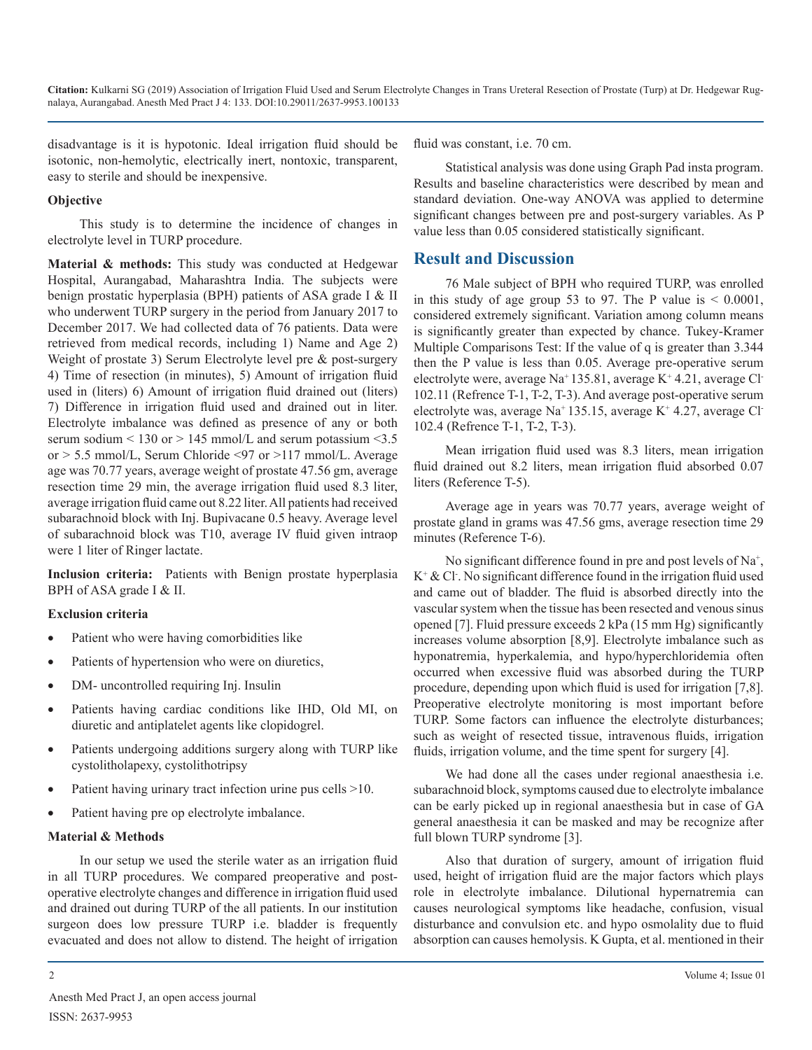disadvantage is it is hypotonic. Ideal irrigation fluid should be isotonic, non-hemolytic, electrically inert, nontoxic, transparent, easy to sterile and should be inexpensive.

**Objective**

This study is to determine the incidence of changes in electrolyte level in TURP procedure.

**Material & methods:** This study was conducted at Hedgewar Hospital, Aurangabad, Maharashtra India. The subjects were benign prostatic hyperplasia (BPH) patients of ASA grade I & II who underwent TURP surgery in the period from January 2017 to December 2017. We had collected data of 76 patients. Data were retrieved from medical records, including 1) Name and Age 2) Weight of prostate 3) Serum Electrolyte level pre & post-surgery 4) Time of resection (in minutes), 5) Amount of irrigation fluid used in (liters) 6) Amount of irrigation fluid drained out (liters) 7) Difference in irrigation fluid used and drained out in liter. Electrolyte imbalance was defined as presence of any or both serum sodium < 130 or > 145 mmol/L and serum potassium <3.5 or > 5.5 mmol/L, Serum Chloride <97 or >117 mmol/L. Average age was 70.77 years, average weight of prostate 47.56 gm, average resection time 29 min, the average irrigation fluid used 8.3 liter, average irrigation fluid came out 8.22 liter. All patients had received subarachnoid block with Inj. Bupivacane 0.5 heavy. Average level of subarachnoid block was T10, average IV fluid given intraop were 1 liter of Ringer lactate.

**Inclusion criteria:** Patients with Benign prostate hyperplasia BPH of ASA grade I & II.

**Exclusion criteria**

- Patient who were having comorbidities like
- Patients of hypertension who were on diuretics,
- DM- uncontrolled requiring Inj. Insulin
- Patients having cardiac conditions like IHD, Old MI, on diuretic and antiplatelet agents like clopidogrel.
- Patients undergoing additions surgery along with TURP like cystolitholapexy, cystolithotripsy
- Patient having urinary tract infection urine pus cells >10.
- Patient having pre op electrolyte imbalance.

**Material & Methods**

In our setup we used the sterile water as an irrigation fluid in all TURP procedures. We compared preoperative and post-operative electrolyte changes and difference in irrigation fluid used and drained out during TURP of the all patients. In our institution surgeon does low pressure TURP i.e. bladder is frequently evacuated and does not allow to distend. The height of irrigation fluid was constant, i.e. 70 cm.

Statistical analysis was done using Graph Pad insta program. Results and baseline characteristics were described by mean and standard deviation. One-way ANOVA was applied to determine significant changes between pre and post-surgery variables. As P value less than 0.05 considered statistically significant.

## Result and Discussion

76 Male subject of BPH who required TURP, was enrolled in this study of age group 53 to 97. The P value is < 0.0001, considered extremely significant. Variation among column means is significantly greater than expected by chance. Tukey-Kramer Multiple Comparisons Test: If the value of q is greater than 3.344 then the P value is less than 0.05. Average pre-operative serum electrolyte were, average $Na^+$ 135.81, average $K^+$ 4.21, average $Cl^-$ 102.11 (Refrence T-1, T-2, T-3). And average post-operative serum electrolyte was, average $Na^+$ 135.15, average $K^+$ 4.27, average $Cl^-$ 102.4 (Refrence T-1, T-2, T-3).

Mean irrigation fluid used was 8.3 liters, mean irrigation fluid drained out 8.2 liters, mean irrigation fluid absorbed 0.07 liters (Reference T-5).

Average age in years was 70.77 years, average weight of prostate gland in grams was 47.56 gms, average resection time 29 minutes (Reference T-6).

No significant difference found in pre and post levels of $Na^+$, $K^+$ & $Cl^-$. No significant difference found in the irrigation fluid used and came out of bladder. The fluid is absorbed directly into the vascular system when the tissue has been resected and venous sinus opened [7]. Fluid pressure exceeds 2 kPa (15 mm Hg) significantly increases volume absorption [8,9]. Electrolyte imbalance such as hyponatremia, hyperkalemia, and hypo/hyperchloridemia often occurred when excessive fluid was absorbed during the TURP procedure, depending upon which fluid is used for irrigation [7,8]. Preoperative electrolyte monitoring is most important before TURP. Some factors can influence the electrolyte disturbances; such as weight of resected tissue, intravenous fluids, irrigation fluids, irrigation volume, and the time spent for surgery [4].

We had done all the cases under regional anaesthesia i.e. subarachnoid block, symptoms caused due to electrolyte imbalance can be early picked up in regional anaesthesia but in case of GA general anaesthesia it can be masked and may be recognize after full blown TURP syndrome [3].

Also that duration of surgery, amount of irrigation fluid used, height of irrigation fluid are the major factors which plays role in electrolyte imbalance. Dilutional hypernatremia can causes neurological symptoms like headache, confusion, visual disturbance and convulsion etc. and hypo osmolality due to fluid absorption can causes hemolysis. K Gupta, et al. mentioned in their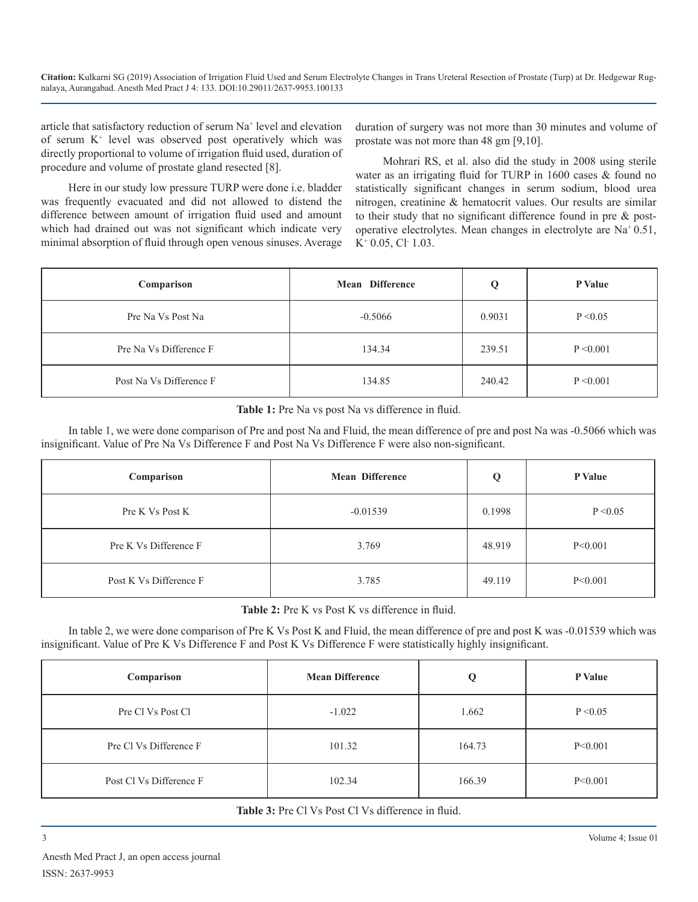article that satisfactory reduction of serum $Na^+$ level and elevation of serum $K^+$ level was observed post operatively which was directly proportional to volume of irrigation fluid used, duration of procedure and volume of prostate gland resected [8].

Here in our study low pressure TURP were done i.e. bladder was frequently evacuated and did not allowed to distend the difference between amount of irrigation fluid used and amount which had drained out was not significant which indicate very minimal absorption of fluid through open venous sinuses. Average duration of surgery was not more than 30 minutes and volume of prostate was not more than 48 gm [9,10].

Mohrari RS, et al. also did the study in 2008 using sterile water as an irrigating fluid for TURP in 1600 cases & found no statistically significant changes in serum sodium, blood urea nitrogen, creatinine & hematocrit values. Our results are similar to their study that no significant difference found in pre & post-operative electrolytes. Mean changes in electrolyte are $Na^+$ 0.51, $K^+$ 0.05, $Cl^-$ 1.03.

| Comparison | Mean Difference | Q | P Value |
|---|---|---|---|
| Pre Na Vs Post Na | -0.5066 | 0.9031 | P <0.05 |
| Pre Na Vs Difference F | 134.34 | 239.51 | P <0.001 |
| Post Na Vs Difference F | 134.85 | 240.42 | P <0.001 |

**Table 1:** Pre Na vs post Na vs difference in fluid.

In table 1, we were done comparison of Pre and post Na and Fluid, the mean difference of pre and post Na was -0.5066 which was insignificant. Value of Pre Na Vs Difference F and Post Na Vs Difference F were also non-significant.

| Comparison | Mean Difference | Q | P Value |
|---|---|---|---|
| Pre K Vs Post K | -0.01539 | 0.1998 | P <0.05 |
| Pre K Vs Difference F | 3.769 | 48.919 | P<0.001 |
| Post K Vs Difference F | 3.785 | 49.119 | P<0.001 |

**Table 2:** Pre K vs Post K vs difference in fluid.

In table 2, we were done comparison of Pre K Vs Post K and Fluid, the mean difference of pre and post K was -0.01539 which was insignificant. Value of Pre K Vs Difference F and Post K Vs Difference F were statistically highly insignificant.

| Comparison | Mean Difference | Q | P Value |
|---|---|---|---|
| Pre Cl Vs Post Cl | -1.022 | 1.662 | P <0.05 |
| Pre Cl Vs Difference F | 101.32 | 164.73 | P<0.001 |
| Post Cl Vs Difference F | 102.34 | 166.39 | P<0.001 |

**Table 3:** Pre Cl Vs Post Cl Vs difference in fluid.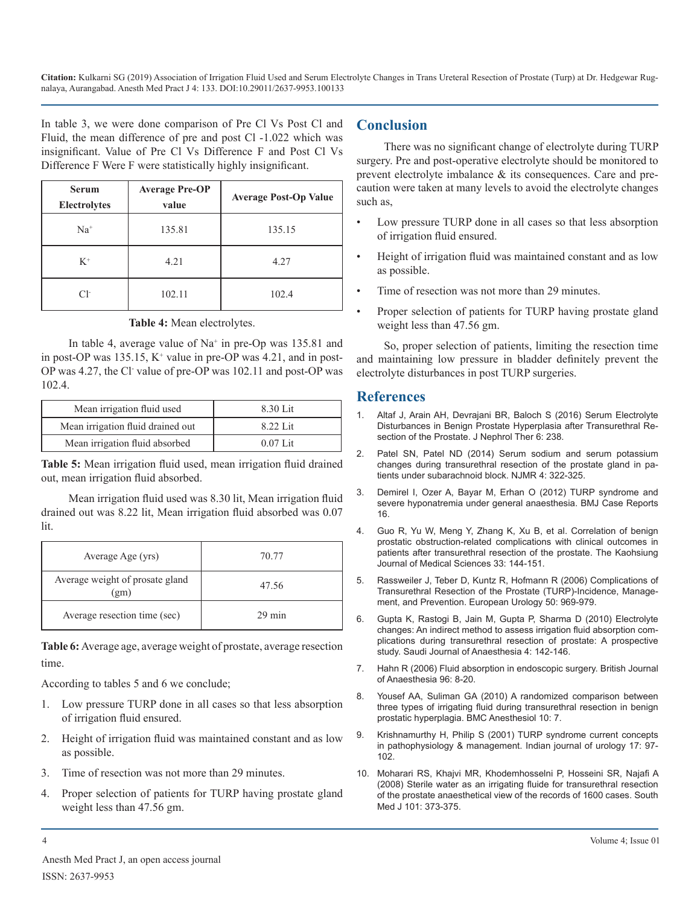In table 3, we were done comparison of Pre Cl Vs Post Cl and Fluid, the mean difference of pre and post Cl -1.022 which was insignificant. Value of Pre Cl Vs Difference F and Post Cl Vs Difference F Were F were statistically highly insignificant.

| Serum Electrolytes | Average Pre-OP value | Average Post-Op Value |
|---|---|---|
| $Na^+$ | 135.81 | 135.15 |
| $K^+$ | 4.21 | 4.27 |
| $Cl^-$ | 102.11 | 102.4 |

**Table 4:** Mean electrolytes.

In table 4, average value of $Na^+$ in pre-Op was 135.81 and in post-OP was 135.15, $K^+$ value in pre-OP was 4.21, and in post-OP was 4.27, the $Cl^-$ value of pre-OP was 102.11 and post-OP was 102.4.

| | |
|---|---|
| Mean irrigation fluid used | 8.30 Lit |
| Mean irrigation fluid drained out | 8.22 Lit |
| Mean irrigation fluid absorbed | 0.07 Lit |

**Table 5:** Mean irrigation fluid used, mean irrigation fluid drained out, mean irrigation fluid absorbed.

Mean irrigation fluid used was 8.30 lit, Mean irrigation fluid drained out was 8.22 lit, Mean irrigation fluid absorbed was 0.07 lit.

| | |
|---|---|
| Average Age (yrs) | 70.77 |
| Average weight of prosate gland (gm) | 47.56 |
| Average resection time (sec) | 29 min |

**Table 6:** Average age, average weight of prostate, average resection time.

According to tables 5 and 6 we conclude;

1. Low pressure TURP done in all cases so that less absorption of irrigation fluid ensured.
2. Height of irrigation fluid was maintained constant and as low as possible.
3. Time of resection was not more than 29 minutes.
4. Proper selection of patients for TURP having prostate gland weight less than 47.56 gm.

## Conclusion

There was no significant change of electrolyte during TURP surgery. Pre and post-operative electrolyte should be monitored to prevent electrolyte imbalance & its consequences. Care and precaution were taken at many levels to avoid the electrolyte changes such as,

- Low pressure TURP done in all cases so that less absorption of irrigation fluid ensured.
- Height of irrigation fluid was maintained constant and as low as possible.
- Time of resection was not more than 29 minutes.
- Proper selection of patients for TURP having prostate gland weight less than 47.56 gm.

So, proper selection of patients, limiting the resection time and maintaining low pressure in bladder definitely prevent the electrolyte disturbances in post TURP surgeries.

## References

1. Altaf J, Arain AH, Devrajani BR, Baloch S (2016) Serum Electrolyte Disturbances in Benign Prostate Hyperplasia after Transurethral Resection of the Prostate. J Nephrol Ther 6: 238.
2. Patel SN, Patel ND (2014) Serum sodium and serum potassium changes during transurethral resection of the prostate gland in patients under subarachnoid block. NJMR 4: 322-325.
3. Demirel I, Ozer A, Bayar M, Erhan O (2012) TURP syndrome and severe hyponatremia under general anaesthesia. BMJ Case Reports 16.
4. Guo R, Yu W, Meng Y, Zhang K, Xu B, et al. Correlation of benign prostatic obstruction-related complications with clinical outcomes in patients after transurethral resection of the prostate. The Kaohsiung Journal of Medical Sciences 33: 144-151.
5. Rassweiler J, Teber D, Kuntz R, Hofmann R (2006) Complications of Transurethral Resection of the Prostate (TURP)-Incidence, Management, and Prevention. European Urology 50: 969-979.
6. Gupta K, Rastogi B, Jain M, Gupta P, Sharma D (2010) Electrolyte changes: An indirect method to assess irrigation fluid absorption complications during transurethral resection of prostate: A prospective study. Saudi Journal of Anaesthesia 4: 142-146.
7. Hahn R (2006) Fluid absorption in endoscopic surgery. British Journal of Anaesthesia 96: 8-20.
8. Yousef AA, Suliman GA (2010) A randomized comparison between three types of irrigating fluid during transurethral resection in benign prostatic hyperplagia. BMC Anesthesiol 10: 7.
9. Krishnamurthy H, Philip S (2001) TURP syndrome current concepts in pathophysiology & management. Indian journal of urology 17: 97-102.
10. Moharari RS, Khajvi MR, Khodemhosselni P, Hosseini SR, Najafi A (2008) Sterile water as an irrigating fluide for transurethral resection of the prostate anaesthetical view of the records of 1600 cases. South Med J 101: 373-375.